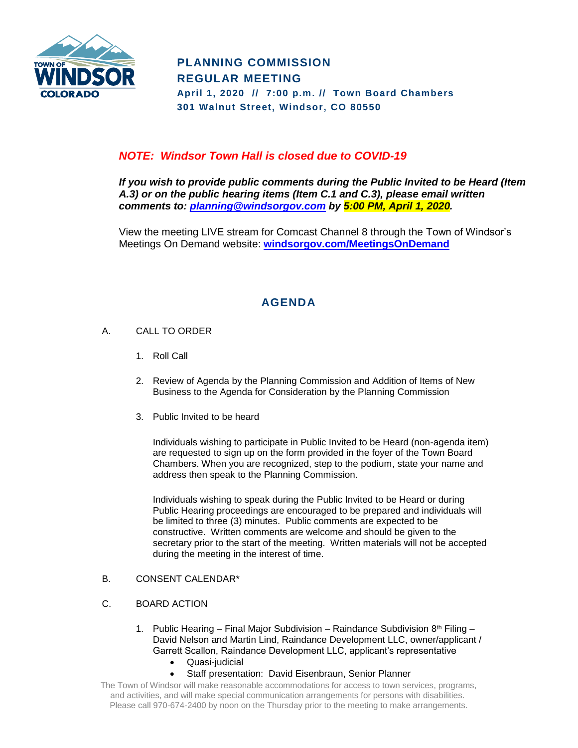# PLANNING COMMISSION
# REGULAR MEETING

**April 1, 2020 // 7:00 p.m. // Town Board Chambers**
**301 Walnut Street, Windsor, CO 80550**

***NOTE: Windsor Town Hall is closed due to COVID-19***

***If you wish to provide public comments during the Public Invited to be Heard (Item A.3) or on the public hearing items (Item C.1 and C.3), please email written comments to: planning@windsorgov.com by 5:00 PM, April 1, 2020.***

View the meeting LIVE stream for Comcast Channel 8 through the Town of Windsor's Meetings On Demand website: **windsorgov.com/MeetingsOnDemand**

## AGENDA

A. CALL TO ORDER

1. Roll Call

2. Review of Agenda by the Planning Commission and Addition of Items of New Business to the Agenda for Consideration by the Planning Commission

3. Public Invited to be heard

   Individuals wishing to participate in Public Invited to be Heard (non-agenda item) are requested to sign up on the form provided in the foyer of the Town Board Chambers. When you are recognized, step to the podium, state your name and address then speak to the Planning Commission.

   Individuals wishing to speak during the Public Invited to be Heard or during Public Hearing proceedings are encouraged to be prepared and individuals will be limited to three (3) minutes. Public comments are expected to be constructive. Written comments are welcome and should be given to the secretary prior to the start of the meeting. Written materials will not be accepted during the meeting in the interest of time.

B. CONSENT CALENDAR*

C. BOARD ACTION

1. Public Hearing – Final Major Subdivision – Raindance Subdivision 8th Filing – David Nelson and Martin Lind, Raindance Development LLC, owner/applicant / Garrett Scallon, Raindance Development LLC, applicant's representative
   - Quasi-judicial
   - Staff presentation: David Eisenbraun, Senior Planner

The Town of Windsor will make reasonable accommodations for access to town services, programs, and activities, and will make special communication arrangements for persons with disabilities. Please call 970-674-2400 by noon on the Thursday prior to the meeting to make arrangements.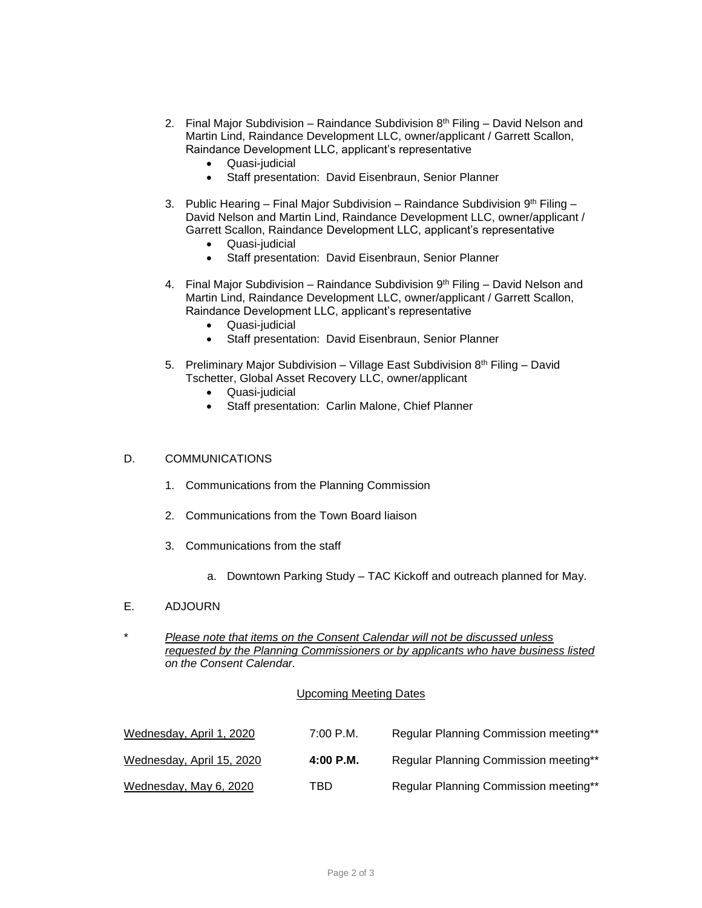2. Final Major Subdivision – Raindance Subdivision 8th Filing – David Nelson and Martin Lind, Raindance Development LLC, owner/applicant / Garrett Scallon, Raindance Development LLC, applicant's representative
   - Quasi-judicial
   - Staff presentation: David Eisenbraun, Senior Planner

3. Public Hearing – Final Major Subdivision – Raindance Subdivision 9th Filing – David Nelson and Martin Lind, Raindance Development LLC, owner/applicant / Garrett Scallon, Raindance Development LLC, applicant's representative
   - Quasi-judicial
   - Staff presentation: David Eisenbraun, Senior Planner

4. Final Major Subdivision – Raindance Subdivision 9th Filing – David Nelson and Martin Lind, Raindance Development LLC, owner/applicant / Garrett Scallon, Raindance Development LLC, applicant's representative
   - Quasi-judicial
   - Staff presentation: David Eisenbraun, Senior Planner

5. Preliminary Major Subdivision – Village East Subdivision 8th Filing – David Tschetter, Global Asset Recovery LLC, owner/applicant
   - Quasi-judicial
   - Staff presentation: Carlin Malone, Chief Planner

D. COMMUNICATIONS

1. Communications from the Planning Commission

2. Communications from the Town Board liaison

3. Communications from the staff

   a. Downtown Parking Study – TAC Kickoff and outreach planned for May.

E. ADJOURN

\* *Please note that items on the Consent Calendar will not be discussed unless requested by the Planning Commissioners or by applicants who have business listed on the Consent Calendar.*

Upcoming Meeting Dates

| | | |
|---|---|---|
| Wednesday, April 1, 2020 | 7:00 P.M. | Regular Planning Commission meeting** |
| Wednesday, April 15, 2020 | **4:00 P.M.** | Regular Planning Commission meeting** |
| Wednesday, May 6, 2020 | TBD | Regular Planning Commission meeting** |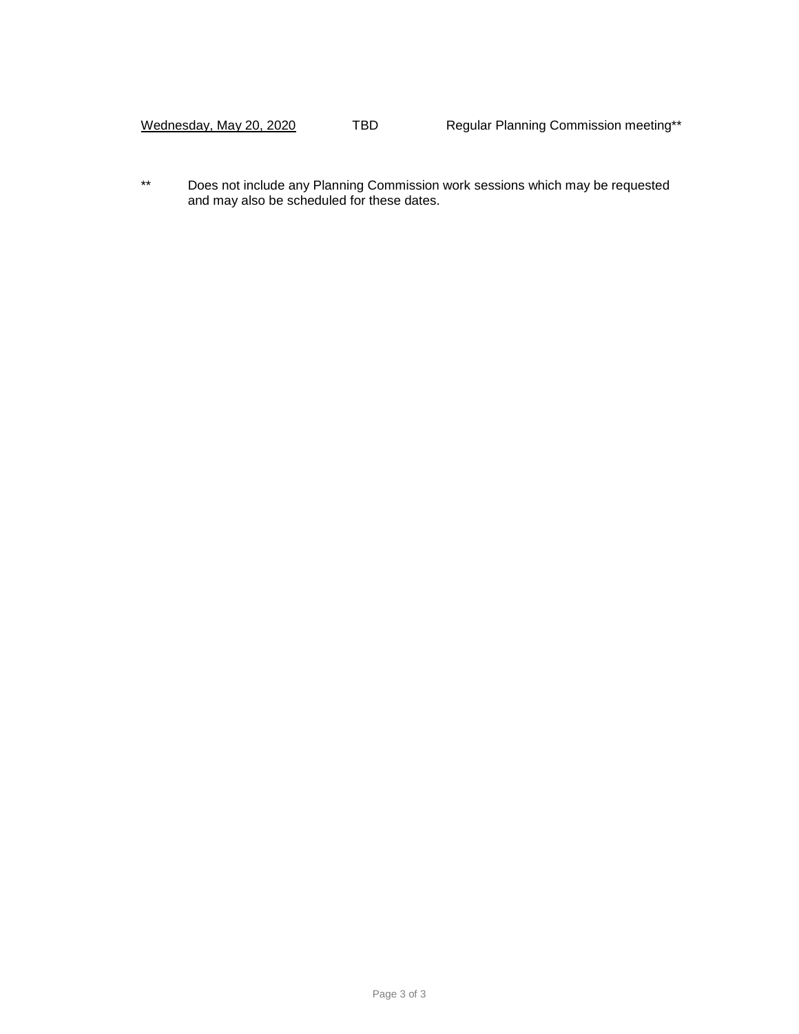| | | |
|---|---|---|
| <u>Wednesday, May 20, 2020</u> | TBD | Regular Planning Commission meeting** |

** Does not include any Planning Commission work sessions which may be requested and may also be scheduled for these dates.